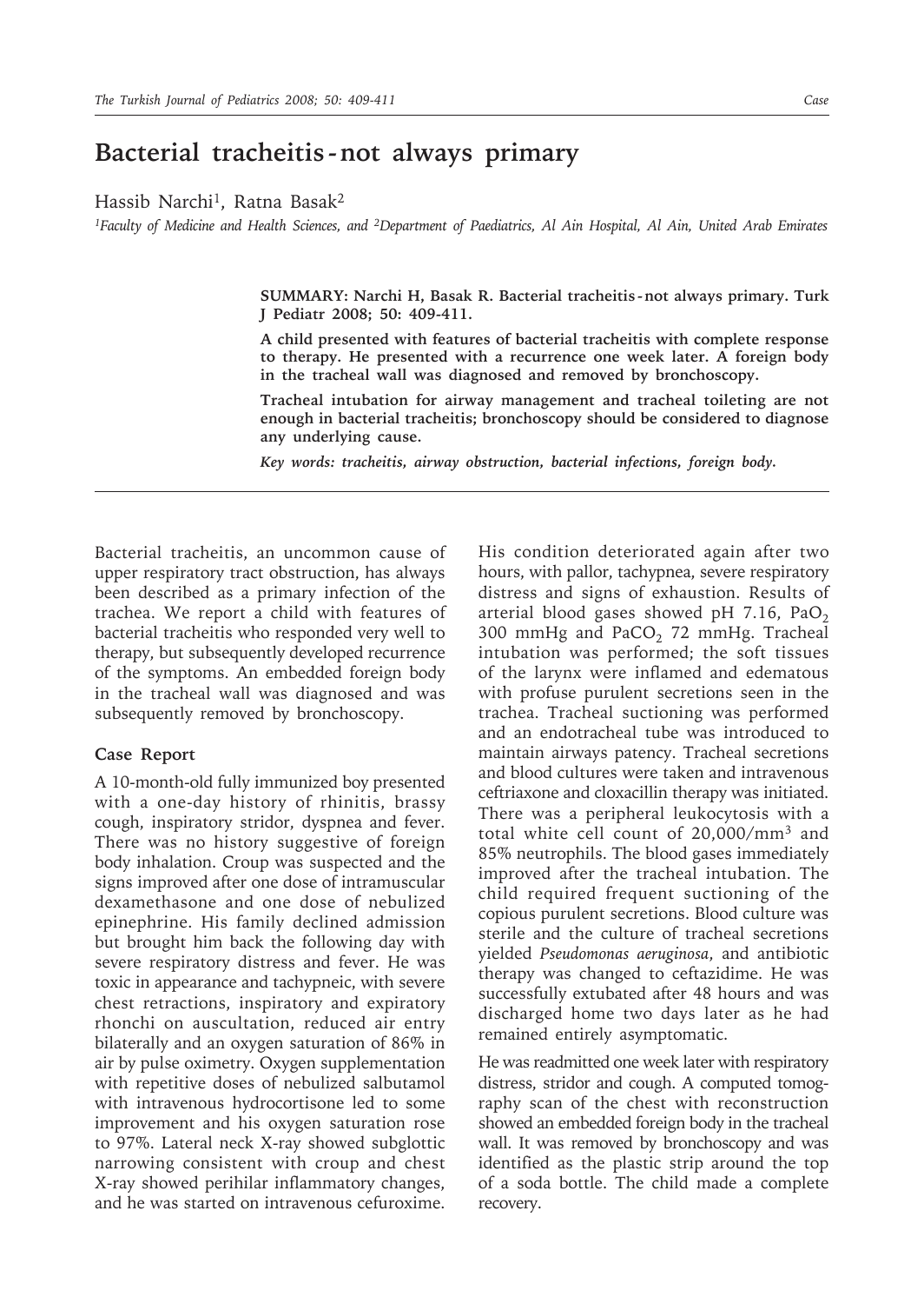# Bacterial tracheitis - not always primary

Hassib Narchi[1], Ratna Basak[2]

[1]*Faculty of Medicine and Health Sciences, and* [2]*Department of Paediatrics, Al Ain Hospital, Al Ain, United Arab Emirates*

**SUMMARY: Narchi H, Basak R. Bacterial tracheitis - not always primary. Turk J Pediatr 2008; 50: 409-411.**

**A child presented with features of bacterial tracheitis with complete response to therapy. He presented with a recurrence one week later. A foreign body in the tracheal wall was diagnosed and removed by bronchoscopy.**

**Tracheal intubation for airway management and tracheal toileting are not enough in bacterial tracheitis; bronchoscopy should be considered to diagnose any underlying cause.**

***Key words: tracheitis, airway obstruction, bacterial infections, foreign body.***

Bacterial tracheitis, an uncommon cause of upper respiratory tract obstruction, has always been described as a primary infection of the trachea. We report a child with features of bacterial tracheitis who responded very well to therapy, but subsequently developed recurrence of the symptoms. An embedded foreign body in the tracheal wall was diagnosed and was subsequently removed by bronchoscopy.

## Case Report

A 10-month-old fully immunized boy presented with a one-day history of rhinitis, brassy cough, inspiratory stridor, dyspnea and fever. There was no history suggestive of foreign body inhalation. Croup was suspected and the signs improved after one dose of intramuscular dexamethasone and one dose of nebulized epinephrine. His family declined admission but brought him back the following day with severe respiratory distress and fever. He was toxic in appearance and tachypneic, with severe chest retractions, inspiratory and expiratory rhonchi on auscultation, reduced air entry bilaterally and an oxygen saturation of 86% in air by pulse oximetry. Oxygen supplementation with repetitive doses of nebulized salbutamol with intravenous hydrocortisone led to some improvement and his oxygen saturation rose to 97%. Lateral neck X-ray showed subglottic narrowing consistent with croup and chest X-ray showed perihilar inflammatory changes, and he was started on intravenous cefuroxime. His condition deteriorated again after two hours, with pallor, tachypnea, severe respiratory distress and signs of exhaustion. Results of arterial blood gases showed pH 7.16, $PaO_2$ 300 mmHg and $PaCO_2$ 72 mmHg. Tracheal intubation was performed; the soft tissues of the larynx were inflamed and edematous with profuse purulent secretions seen in the trachea. Tracheal suctioning was performed and an endotracheal tube was introduced to maintain airways patency. Tracheal secretions and blood cultures were taken and intravenous ceftriaxone and cloxacillin therapy was initiated. There was a peripheral leukocytosis with a total white cell count of 20,000/$mm^3$ and 85% neutrophils. The blood gases immediately improved after the tracheal intubation. The child required frequent suctioning of the copious purulent secretions. Blood culture was sterile and the culture of tracheal secretions yielded *Pseudomonas aeruginosa*, and antibiotic therapy was changed to ceftazidime. He was successfully extubated after 48 hours and was discharged home two days later as he had remained entirely asymptomatic.

He was readmitted one week later with respiratory distress, stridor and cough. A computed tomography scan of the chest with reconstruction showed an embedded foreign body in the tracheal wall. It was removed by bronchoscopy and was identified as the plastic strip around the top of a soda bottle. The child made a complete recovery.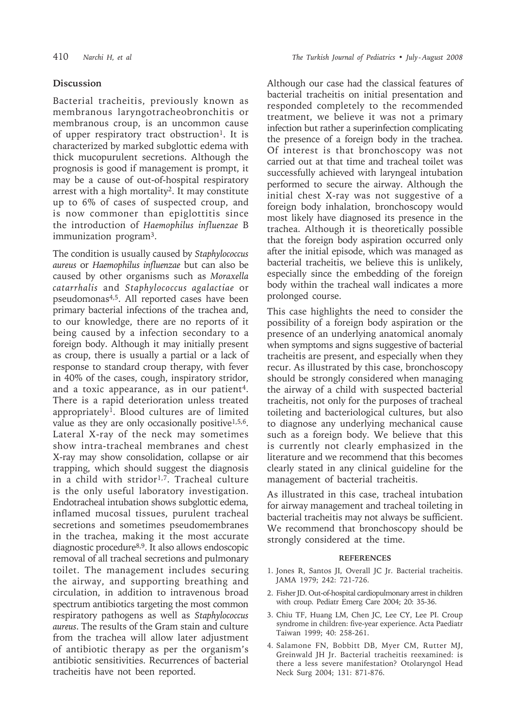## Discussion

Bacterial tracheitis, previously known as membranous laryngotracheobronchitis or membranous croup, is an uncommon cause of upper respiratory tract obstruction[1]. It is characterized by marked subglottic edema with thick mucopurulent secretions. Although the prognosis is good if management is prompt, it may be a cause of out-of-hospital respiratory arrest with a high mortality[2]. It may constitute up to 6% of cases of suspected croup, and is now commoner than epiglottitis since the introduction of *Haemophilus influenzae* B immunization program[3].

The condition is usually caused by *Staphylococcus aureus* or *Haemophilus influenzae* but can also be caused by other organisms such as *Moraxella catarrhalis* and *Staphylococcus agalactiae* or pseudomonas[4,5]. All reported cases have been primary bacterial infections of the trachea and, to our knowledge, there are no reports of it being caused by a infection secondary to a foreign body. Although it may initially present as croup, there is usually a partial or a lack of response to standard croup therapy, with fever in 40% of the cases, cough, inspiratory stridor, and a toxic appearance, as in our patient[4]. There is a rapid deterioration unless treated appropriately[1]. Blood cultures are of limited value as they are only occasionally positive[1,5,6]. Lateral X-ray of the neck may sometimes show intra-tracheal membranes and chest X-ray may show consolidation, collapse or air trapping, which should suggest the diagnosis in a child with stridor[1,7]. Tracheal culture is the only useful laboratory investigation. Endotracheal intubation shows subglottic edema, inflamed mucosal tissues, purulent tracheal secretions and sometimes pseudomembranes in the trachea, making it the most accurate diagnostic procedure[8,9]. It also allows endoscopic removal of all tracheal secretions and pulmonary toilet. The management includes securing the airway, and supporting breathing and circulation, in addition to intravenous broad spectrum antibiotics targeting the most common respiratory pathogens as well as *Staphylococcus aureus*. The results of the Gram stain and culture from the trachea will allow later adjustment of antibiotic therapy as per the organism's antibiotic sensitivities. Recurrences of bacterial tracheitis have not been reported.

Although our case had the classical features of bacterial tracheitis on initial presentation and responded completely to the recommended treatment, we believe it was not a primary infection but rather a superinfection complicating the presence of a foreign body in the trachea. Of interest is that bronchoscopy was not carried out at that time and tracheal toilet was successfully achieved with laryngeal intubation performed to secure the airway. Although the initial chest X-ray was not suggestive of a foreign body inhalation, bronchoscopy would most likely have diagnosed its presence in the trachea. Although it is theoretically possible that the foreign body aspiration occurred only after the initial episode, which was managed as bacterial tracheitis, we believe this is unlikely, especially since the embedding of the foreign body within the tracheal wall indicates a more prolonged course.

This case highlights the need to consider the possibility of a foreign body aspiration or the presence of an underlying anatomical anomaly when symptoms and signs suggestive of bacterial tracheitis are present, and especially when they recur. As illustrated by this case, bronchoscopy should be strongly considered when managing the airway of a child with suspected bacterial tracheitis, not only for the purposes of tracheal toileting and bacteriological cultures, but also to diagnose any underlying mechanical cause such as a foreign body. We believe that this is currently not clearly emphasized in the literature and we recommend that this becomes clearly stated in any clinical guideline for the management of bacterial tracheitis.

As illustrated in this case, tracheal intubation for airway management and tracheal toileting in bacterial tracheitis may not always be sufficient. We recommend that bronchoscopy should be strongly considered at the time.

### REFERENCES

1. Jones R, Santos JI, Overall JC Jr. Bacterial tracheitis. JAMA 1979; 242: 721-726.
2. Fisher JD. Out-of-hospital cardiopulmonary arrest in children with croup. Pediatr Emerg Care 2004; 20: 35-36.
3. Chiu TF, Huang LM, Chen JC, Lee CY, Lee PI. Croup syndrome in children: five-year experience. Acta Paediatr Taiwan 1999; 40: 258-261.
4. Salamone FN, Bobbitt DB, Myer CM, Rutter MJ, Greinwald JH Jr. Bacterial tracheitis reexamined: is there a less severe manifestation? Otolaryngol Head Neck Surg 2004; 131: 871-876.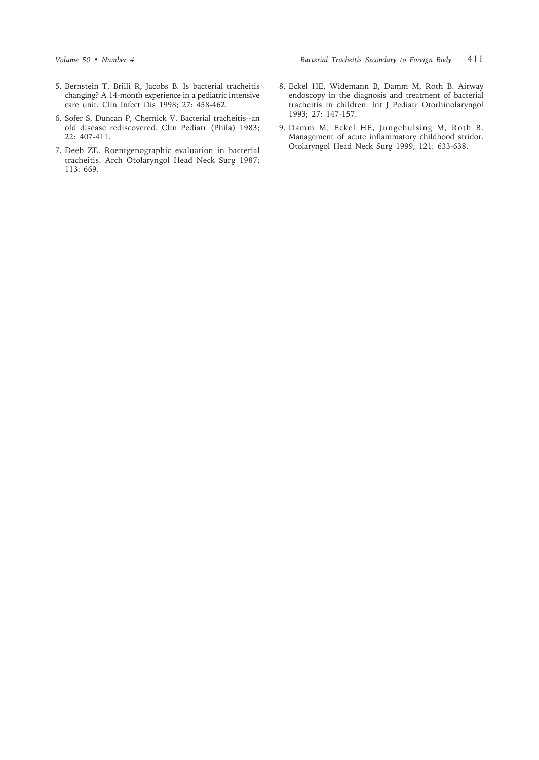5. Bernstein T, Brilli R, Jacobs B. Is bacterial tracheitis changing? A 14-month experience in a pediatric intensive care unit. Clin Infect Dis 1998; 27: 458-462.

6. Sofer S, Duncan P, Chernick V. Bacterial tracheitis--an old disease rediscovered. Clin Pediatr (Phila) 1983; 22: 407-411.

7. Deeb ZE. Roentgenographic evaluation in bacterial tracheitis. Arch Otolaryngol Head Neck Surg 1987; 113: 669.

8. Eckel HE, Widemann B, Damm M, Roth B. Airway endoscopy in the diagnosis and treatment of bacterial tracheitis in children. Int J Pediatr Otorhinolaryngol 1993; 27: 147-157.

9. Damm M, Eckel HE, Jungehulsing M, Roth B. Management of acute inflammatory childhood stridor. Otolaryngol Head Neck Surg 1999; 121: 633-638.